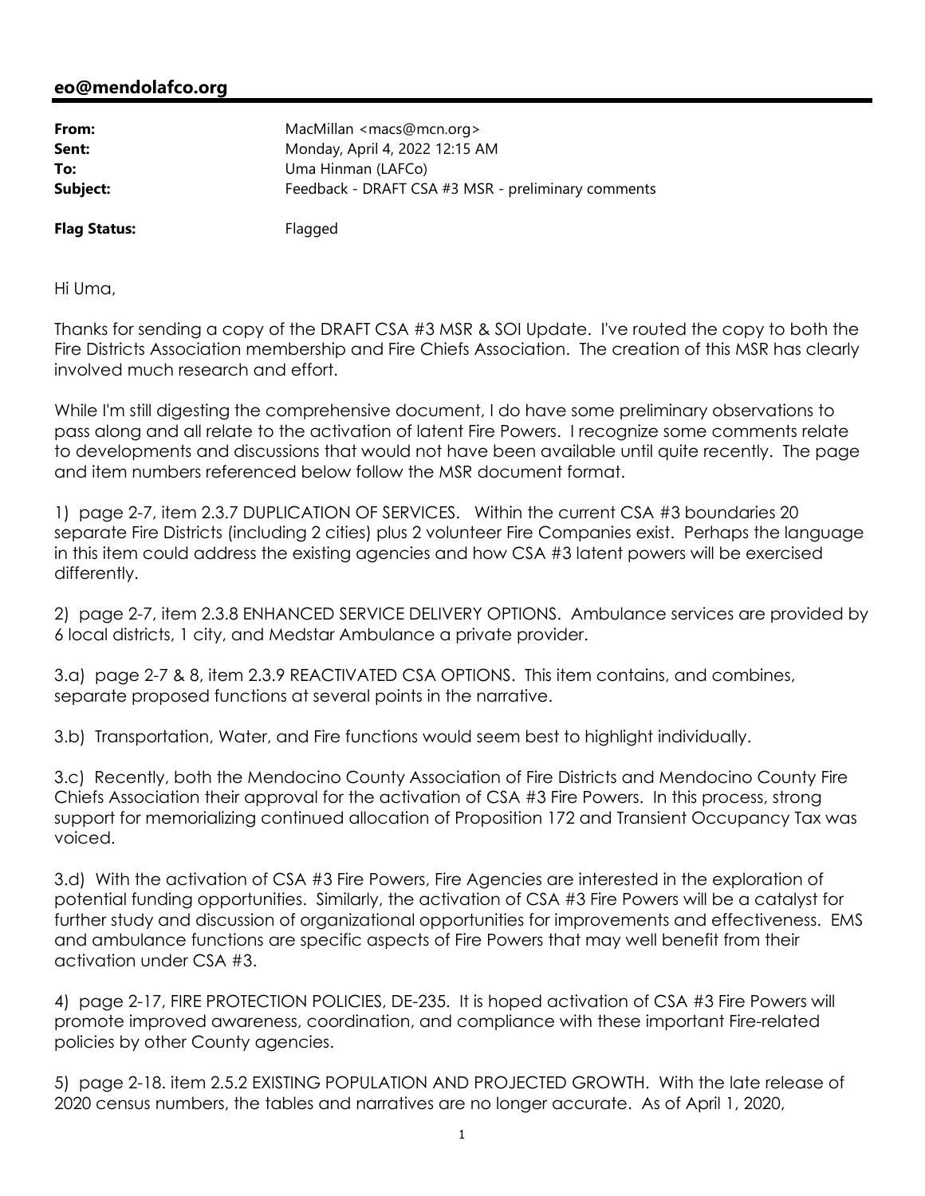## eo@mendolafco.org

| | |
|---|---|
| **From:** | MacMillan <macs@mcn.org> |
| **Sent:** | Monday, April 4, 2022 12:15 AM |
| **To:** | Uma Hinman (LAFCo) |
| **Subject:** | Feedback - DRAFT CSA #3 MSR - preliminary comments |
| **Flag Status:** | Flagged |

Hi Uma,

Thanks for sending a copy of the DRAFT CSA #3 MSR & SOI Update. I've routed the copy to both the Fire Districts Association membership and Fire Chiefs Association. The creation of this MSR has clearly involved much research and effort.

While I'm still digesting the comprehensive document, I do have some preliminary observations to pass along and all relate to the activation of latent Fire Powers. I recognize some comments relate to developments and discussions that would not have been available until quite recently. The page and item numbers referenced below follow the MSR document format.

1) page 2-7, item 2.3.7 DUPLICATION OF SERVICES. Within the current CSA #3 boundaries 20 separate Fire Districts (including 2 cities) plus 2 volunteer Fire Companies exist. Perhaps the language in this item could address the existing agencies and how CSA #3 latent powers will be exercised differently.

2) page 2-7, item 2.3.8 ENHANCED SERVICE DELIVERY OPTIONS. Ambulance services are provided by 6 local districts, 1 city, and Medstar Ambulance a private provider.

3.a) page 2-7 & 8, item 2.3.9 REACTIVATED CSA OPTIONS. This item contains, and combines, separate proposed functions at several points in the narrative.

3.b) Transportation, Water, and Fire functions would seem best to highlight individually.

3.c) Recently, both the Mendocino County Association of Fire Districts and Mendocino County Fire Chiefs Association their approval for the activation of CSA #3 Fire Powers. In this process, strong support for memorializing continued allocation of Proposition 172 and Transient Occupancy Tax was voiced.

3.d) With the activation of CSA #3 Fire Powers, Fire Agencies are interested in the exploration of potential funding opportunities. Similarly, the activation of CSA #3 Fire Powers will be a catalyst for further study and discussion of organizational opportunities for improvements and effectiveness. EMS and ambulance functions are specific aspects of Fire Powers that may well benefit from their activation under CSA #3.

4) page 2-17, FIRE PROTECTION POLICIES, DE-235. It is hoped activation of CSA #3 Fire Powers will promote improved awareness, coordination, and compliance with these important Fire-related policies by other County agencies.

5) page 2-18. item 2.5.2 EXISTING POPULATION AND PROJECTED GROWTH. With the late release of 2020 census numbers, the tables and narratives are no longer accurate. As of April 1, 2020,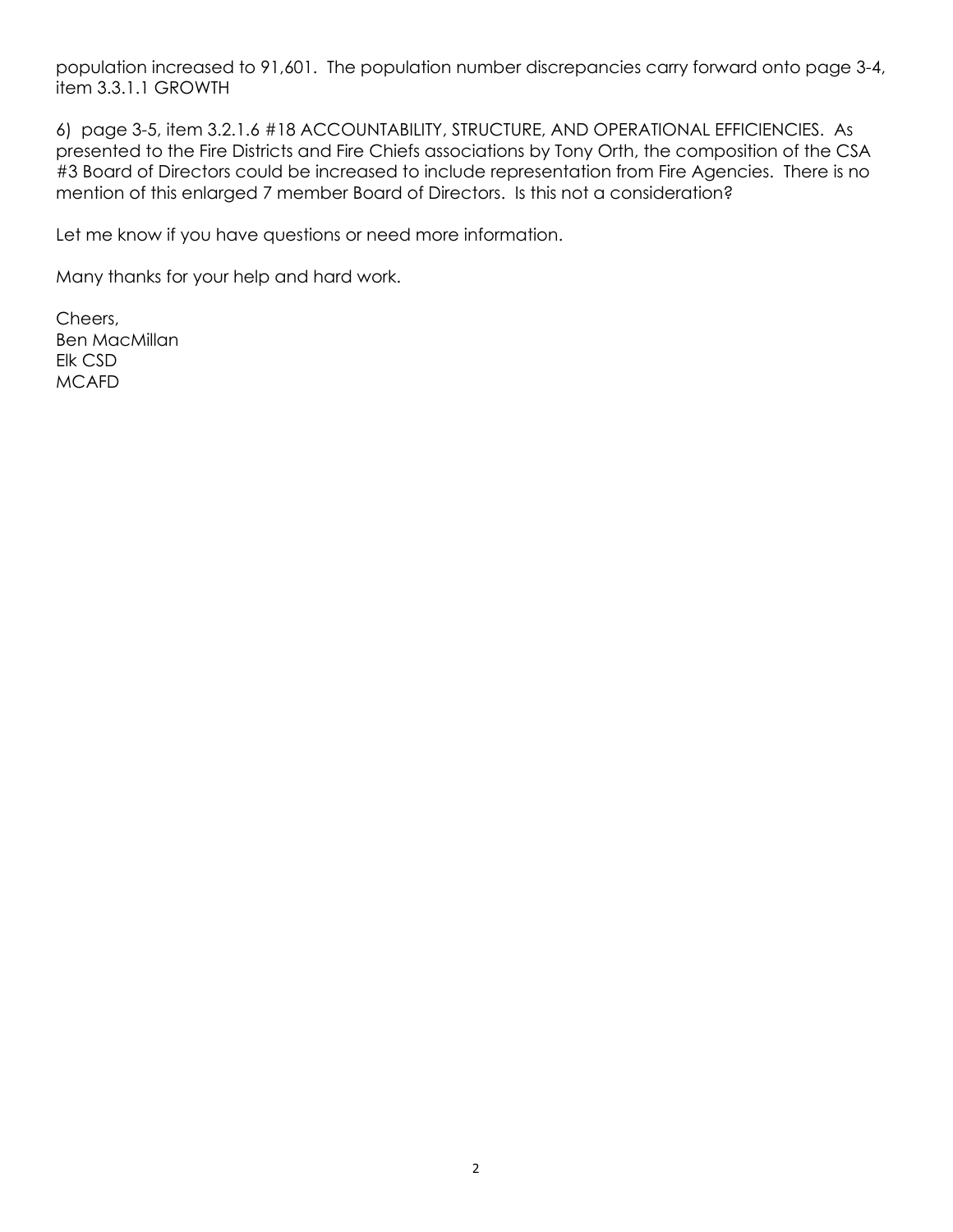population increased to 91,601. The population number discrepancies carry forward onto page 3-4, item 3.3.1.1 GROWTH

6) page 3-5, item 3.2.1.6 #18 ACCOUNTABILITY, STRUCTURE, AND OPERATIONAL EFFICIENCIES. As presented to the Fire Districts and Fire Chiefs associations by Tony Orth, the composition of the CSA #3 Board of Directors could be increased to include representation from Fire Agencies. There is no mention of this enlarged 7 member Board of Directors. Is this not a consideration?

Let me know if you have questions or need more information.

Many thanks for your help and hard work.

Cheers,
Ben MacMillan
Elk CSD
MCAFD